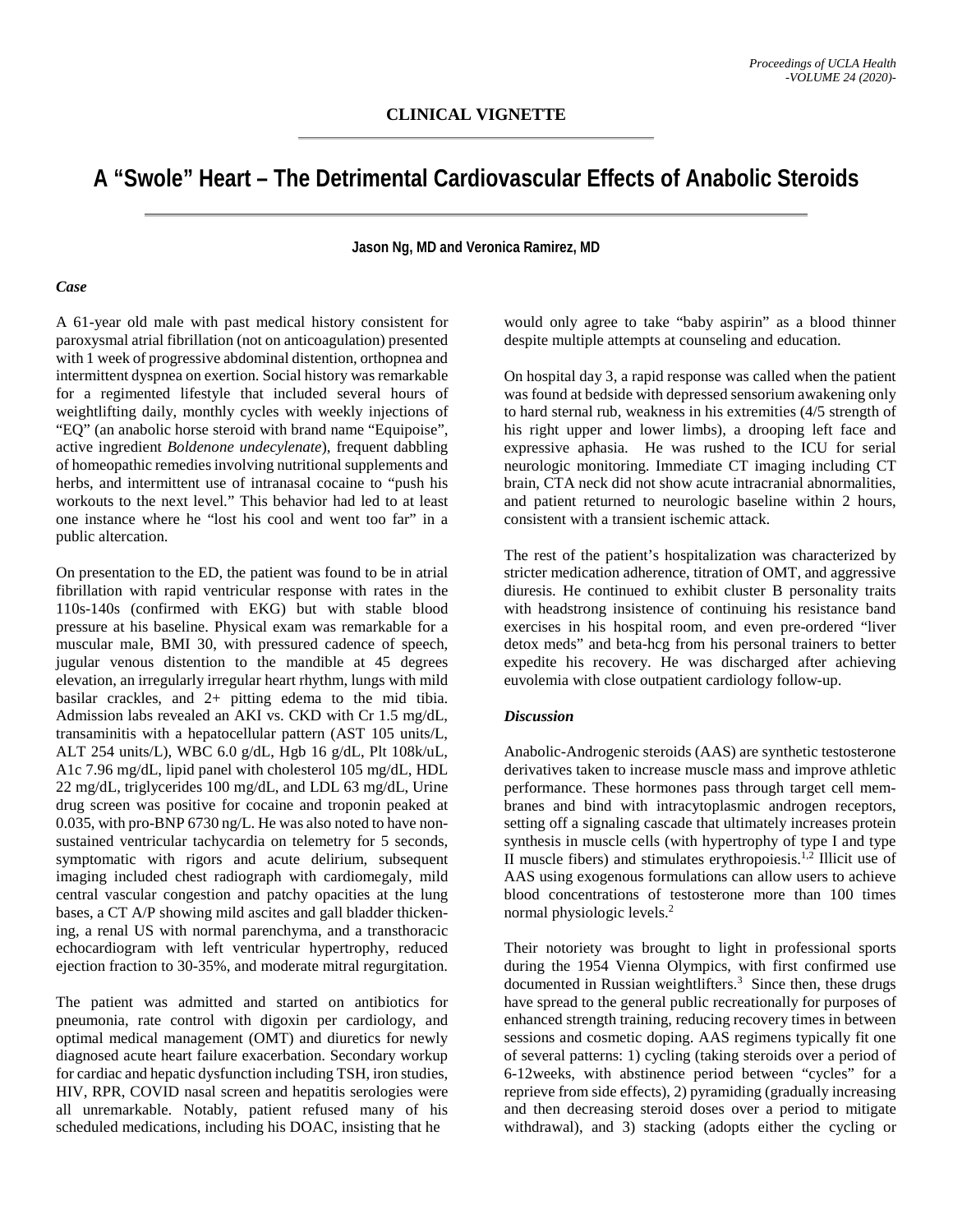**CLINICAL VIGNETTE**

# A "Swole" Heart – The Detrimental Cardiovascular Effects of Anabolic Steroids

**Jason Ng, MD and Veronica Ramirez, MD**

### *Case*

A 61-year old male with past medical history consistent for paroxysmal atrial fibrillation (not on anticoagulation) presented with 1 week of progressive abdominal distention, orthopnea and intermittent dyspnea on exertion. Social history was remarkable for a regimented lifestyle that included several hours of weightlifting daily, monthly cycles with weekly injections of "EQ" (an anabolic horse steroid with brand name "Equipoise", active ingredient *Boldenone undecylenate*), frequent dabbling of homeopathic remedies involving nutritional supplements and herbs, and intermittent use of intranasal cocaine to "push his workouts to the next level." This behavior had led to at least one instance where he "lost his cool and went too far" in a public altercation.

On presentation to the ED, the patient was found to be in atrial fibrillation with rapid ventricular response with rates in the 110s-140s (confirmed with EKG) but with stable blood pressure at his baseline. Physical exam was remarkable for a muscular male, BMI 30, with pressured cadence of speech, jugular venous distention to the mandible at 45 degrees elevation, an irregularly irregular heart rhythm, lungs with mild basilar crackles, and 2+ pitting edema to the mid tibia. Admission labs revealed an AKI vs. CKD with Cr 1.5 mg/dL, transaminitis with a hepatocellular pattern (AST 105 units/L, ALT 254 units/L), WBC 6.0 g/dL, Hgb 16 g/dL, Plt 108k/uL, A1c 7.96 mg/dL, lipid panel with cholesterol 105 mg/dL, HDL 22 mg/dL, triglycerides 100 mg/dL, and LDL 63 mg/dL, Urine drug screen was positive for cocaine and troponin peaked at 0.035, with pro-BNP 6730 ng/L. He was also noted to have non-sustained ventricular tachycardia on telemetry for 5 seconds, symptomatic with rigors and acute delirium, subsequent imaging included chest radiograph with cardiomegaly, mild central vascular congestion and patchy opacities at the lung bases, a CT A/P showing mild ascites and gall bladder thickening, a renal US with normal parenchyma, and a transthoracic echocardiogram with left ventricular hypertrophy, reduced ejection fraction to 30-35%, and moderate mitral regurgitation.

The patient was admitted and started on antibiotics for pneumonia, rate control with digoxin per cardiology, and optimal medical management (OMT) and diuretics for newly diagnosed acute heart failure exacerbation. Secondary workup for cardiac and hepatic dysfunction including TSH, iron studies, HIV, RPR, COVID nasal screen and hepatitis serologies were all unremarkable. Notably, patient refused many of his scheduled medications, including his DOAC, insisting that he would only agree to take "baby aspirin" as a blood thinner despite multiple attempts at counseling and education.

On hospital day 3, a rapid response was called when the patient was found at bedside with depressed sensorium awakening only to hard sternal rub, weakness in his extremities (4/5 strength of his right upper and lower limbs), a drooping left face and expressive aphasia. He was rushed to the ICU for serial neurologic monitoring. Immediate CT imaging including CT brain, CTA neck did not show acute intracranial abnormalities, and patient returned to neurologic baseline within 2 hours, consistent with a transient ischemic attack.

The rest of the patient's hospitalization was characterized by stricter medication adherence, titration of OMT, and aggressive diuresis. He continued to exhibit cluster B personality traits with headstrong insistence of continuing his resistance band exercises in his hospital room, and even pre-ordered "liver detox meds" and beta-hcg from his personal trainers to better expedite his recovery. He was discharged after achieving euvolemia with close outpatient cardiology follow-up.

### *Discussion*

Anabolic-Androgenic steroids (AAS) are synthetic testosterone derivatives taken to increase muscle mass and improve athletic performance. These hormones pass through target cell membranes and bind with intracytoplasmic androgen receptors, setting off a signaling cascade that ultimately increases protein synthesis in muscle cells (with hypertrophy of type I and type II muscle fibers) and stimulates erythropoiesis.[1,2] Illicit use of AAS using exogenous formulations can allow users to achieve blood concentrations of testosterone more than 100 times normal physiologic levels.[2]

Their notoriety was brought to light in professional sports during the 1954 Vienna Olympics, with first confirmed use documented in Russian weightlifters.[3] Since then, these drugs have spread to the general public recreationally for purposes of enhanced strength training, reducing recovery times in between sessions and cosmetic doping. AAS regimens typically fit one of several patterns: 1) cycling (taking steroids over a period of 6-12weeks, with abstinence period between "cycles" for a reprieve from side effects), 2) pyramiding (gradually increasing and then decreasing steroid doses over a period to mitigate withdrawal), and 3) stacking (adopts either the cycling or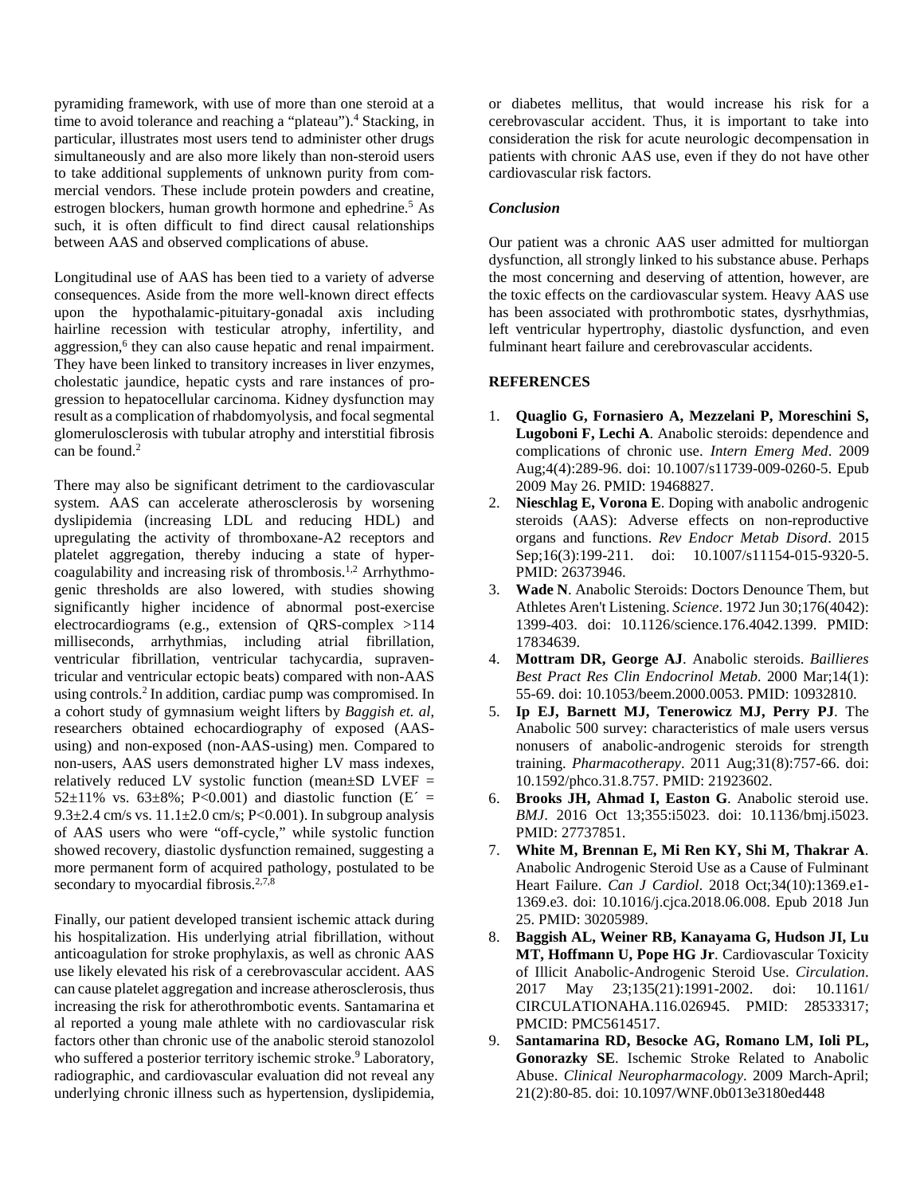pyramiding framework, with use of more than one steroid at a time to avoid tolerance and reaching a "plateau").[4] Stacking, in particular, illustrates most users tend to administer other drugs simultaneously and are also more likely than non-steroid users to take additional supplements of unknown purity from commercial vendors. These include protein powders and creatine, estrogen blockers, human growth hormone and ephedrine.[5] As such, it is often difficult to find direct causal relationships between AAS and observed complications of abuse.

Longitudinal use of AAS has been tied to a variety of adverse consequences. Aside from the more well-known direct effects upon the hypothalamic-pituitary-gonadal axis including hairline recession with testicular atrophy, infertility, and aggression,[6] they can also cause hepatic and renal impairment. They have been linked to transitory increases in liver enzymes, cholestatic jaundice, hepatic cysts and rare instances of progression to hepatocellular carcinoma. Kidney dysfunction may result as a complication of rhabdomyolysis, and focal segmental glomerulosclerosis with tubular atrophy and interstitial fibrosis can be found.[2]

There may also be significant detriment to the cardiovascular system. AAS can accelerate atherosclerosis by worsening dyslipidemia (increasing LDL and reducing HDL) and upregulating the activity of thromboxane-A2 receptors and platelet aggregation, thereby inducing a state of hypercoagulability and increasing risk of thrombosis.[1,2] Arrhythmogenic thresholds are also lowered, with studies showing significantly higher incidence of abnormal post-exercise electrocardiograms (e.g., extension of QRS-complex >114 milliseconds, arrhythmias, including atrial fibrillation, ventricular fibrillation, ventricular tachycardia, supraventricular and ventricular ectopic beats) compared with non-AAS using controls.[2] In addition, cardiac pump was compromised. In a cohort study of gymnasium weight lifters by *Baggish et. al*, researchers obtained echocardiography of exposed (AAS-using) and non-exposed (non-AAS-using) men. Compared to non-users, AAS users demonstrated higher LV mass indexes, relatively reduced LV systolic function (mean±SD LVEF = 52±11% vs. 63±8%; P<0.001) and diastolic function (E´ = 9.3±2.4 cm/s vs. 11.1±2.0 cm/s; P<0.001). In subgroup analysis of AAS users who were "off-cycle," while systolic function showed recovery, diastolic dysfunction remained, suggesting a more permanent form of acquired pathology, postulated to be secondary to myocardial fibrosis.[2,7,8]

Finally, our patient developed transient ischemic attack during his hospitalization. His underlying atrial fibrillation, without anticoagulation for stroke prophylaxis, as well as chronic AAS use likely elevated his risk of a cerebrovascular accident. AAS can cause platelet aggregation and increase atherosclerosis, thus increasing the risk for atherothrombotic events. Santamarina et al reported a young male athlete with no cardiovascular risk factors other than chronic use of the anabolic steroid stanozolol who suffered a posterior territory ischemic stroke.[9] Laboratory, radiographic, and cardiovascular evaluation did not reveal any underlying chronic illness such as hypertension, dyslipidemia, or diabetes mellitus, that would increase his risk for a cerebrovascular accident. Thus, it is important to take into consideration the risk for acute neurologic decompensation in patients with chronic AAS use, even if they do not have other cardiovascular risk factors.

### *Conclusion*

Our patient was a chronic AAS user admitted for multiorgan dysfunction, all strongly linked to his substance abuse. Perhaps the most concerning and deserving of attention, however, are the toxic effects on the cardiovascular system. Heavy AAS use has been associated with prothrombotic states, dysrhythmias, left ventricular hypertrophy, diastolic dysfunction, and even fulminant heart failure and cerebrovascular accidents.

## REFERENCES

1. **Quaglio G, Fornasiero A, Mezzelani P, Moreschini S, Lugoboni F, Lechi A**. Anabolic steroids: dependence and complications of chronic use. *Intern Emerg Med*. 2009 Aug;4(4):289-96. doi: 10.1007/s11739-009-0260-5. Epub 2009 May 26. PMID: 19468827.
2. **Nieschlag E, Vorona E**. Doping with anabolic androgenic steroids (AAS): Adverse effects on non-reproductive organs and functions. *Rev Endocr Metab Disord*. 2015 Sep;16(3):199-211. doi: 10.1007/s11154-015-9320-5. PMID: 26373946.
3. **Wade N**. Anabolic Steroids: Doctors Denounce Them, but Athletes Aren't Listening. *Science*. 1972 Jun 30;176(4042): 1399-403. doi: 10.1126/science.176.4042.1399. PMID: 17834639.
4. **Mottram DR, George AJ**. Anabolic steroids. *Baillieres Best Pract Res Clin Endocrinol Metab*. 2000 Mar;14(1): 55-69. doi: 10.1053/beem.2000.0053. PMID: 10932810.
5. **Ip EJ, Barnett MJ, Tenerowicz MJ, Perry PJ**. The Anabolic 500 survey: characteristics of male users versus nonusers of anabolic-androgenic steroids for strength training. *Pharmacotherapy*. 2011 Aug;31(8):757-66. doi: 10.1592/phco.31.8.757. PMID: 21923602.
6. **Brooks JH, Ahmad I, Easton G**. Anabolic steroid use. *BMJ*. 2016 Oct 13;355:i5023. doi: 10.1136/bmj.i5023. PMID: 27737851.
7. **White M, Brennan E, Mi Ren KY, Shi M, Thakrar A**. Anabolic Androgenic Steroid Use as a Cause of Fulminant Heart Failure. *Can J Cardiol*. 2018 Oct;34(10):1369.e1-1369.e3. doi: 10.1016/j.cjca.2018.06.008. Epub 2018 Jun 25. PMID: 30205989.
8. **Baggish AL, Weiner RB, Kanayama G, Hudson JI, Lu MT, Hoffmann U, Pope HG Jr**. Cardiovascular Toxicity of Illicit Anabolic-Androgenic Steroid Use. *Circulation*. 2017 May 23;135(21):1991-2002. doi: 10.1161/ CIRCULATIONAHA.116.026945. PMID: 28533317; PMCID: PMC5614517.
9. **Santamarina RD, Besocke AG, Romano LM, Ioli PL, Gonorazky SE**. Ischemic Stroke Related to Anabolic Abuse. *Clinical Neuropharmacology*. 2009 March-April; 21(2):80-85. doi: 10.1097/WNF.0b013e3180ed448